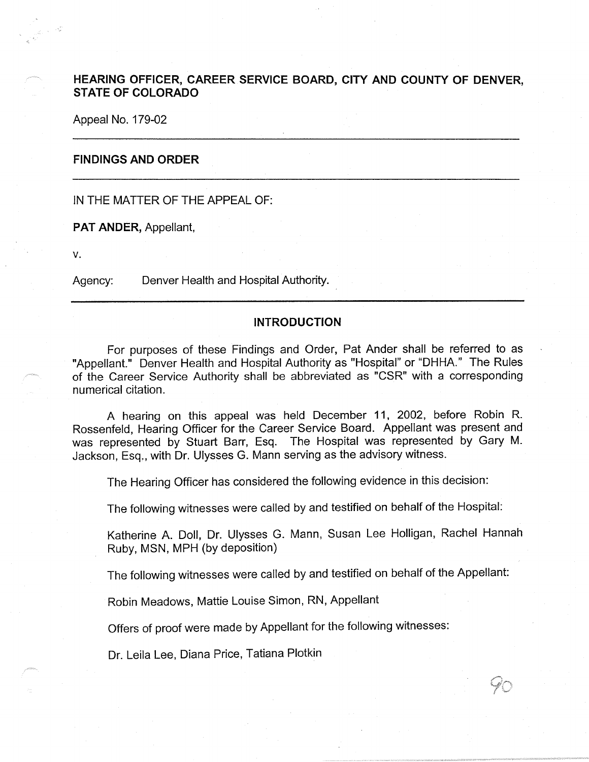**HEARING OFFICER, CAREER SERVICE BOARD, CITY AND COUNTY OF DENVER, STATE OF COLORADO**

Appeal No. 179-02

---

**FINDINGS AND ORDER**

---

IN THE MATTER OF THE APPEAL OF:

**PAT ANDER,** Appellant,

v.

Agency: Denver Health and Hospital Authority.

---

## INTRODUCTION

For purposes of these Findings and Order, Pat Ander shall be referred to as "Appellant." Denver Health and Hospital Authority as "Hospital" or "DHHA." The Rules of the Career Service Authority shall be abbreviated as "CSR" with a corresponding numerical citation.

A hearing on this appeal was held December 11, 2002, before Robin R. Rossenfeld, Hearing Officer for the Career Service Board. Appellant was present and was represented by Stuart Barr, Esq. The Hospital was represented by Gary M. Jackson, Esq., with Dr. Ulysses G. Mann serving as the advisory witness.

The Hearing Officer has considered the following evidence in this decision:

The following witnesses were called by and testified on behalf of the Hospital:

Katherine A. Doll, Dr. Ulysses G. Mann, Susan Lee Holligan, Rachel Hannah Ruby, MSN, MPH (by deposition)

The following witnesses were called by and testified on behalf of the Appellant:

Robin Meadows, Mattie Louise Simon, RN, Appellant

Offers of proof were made by Appellant for the following witnesses:

Dr. Leila Lee, Diana Price, Tatiana Plotkin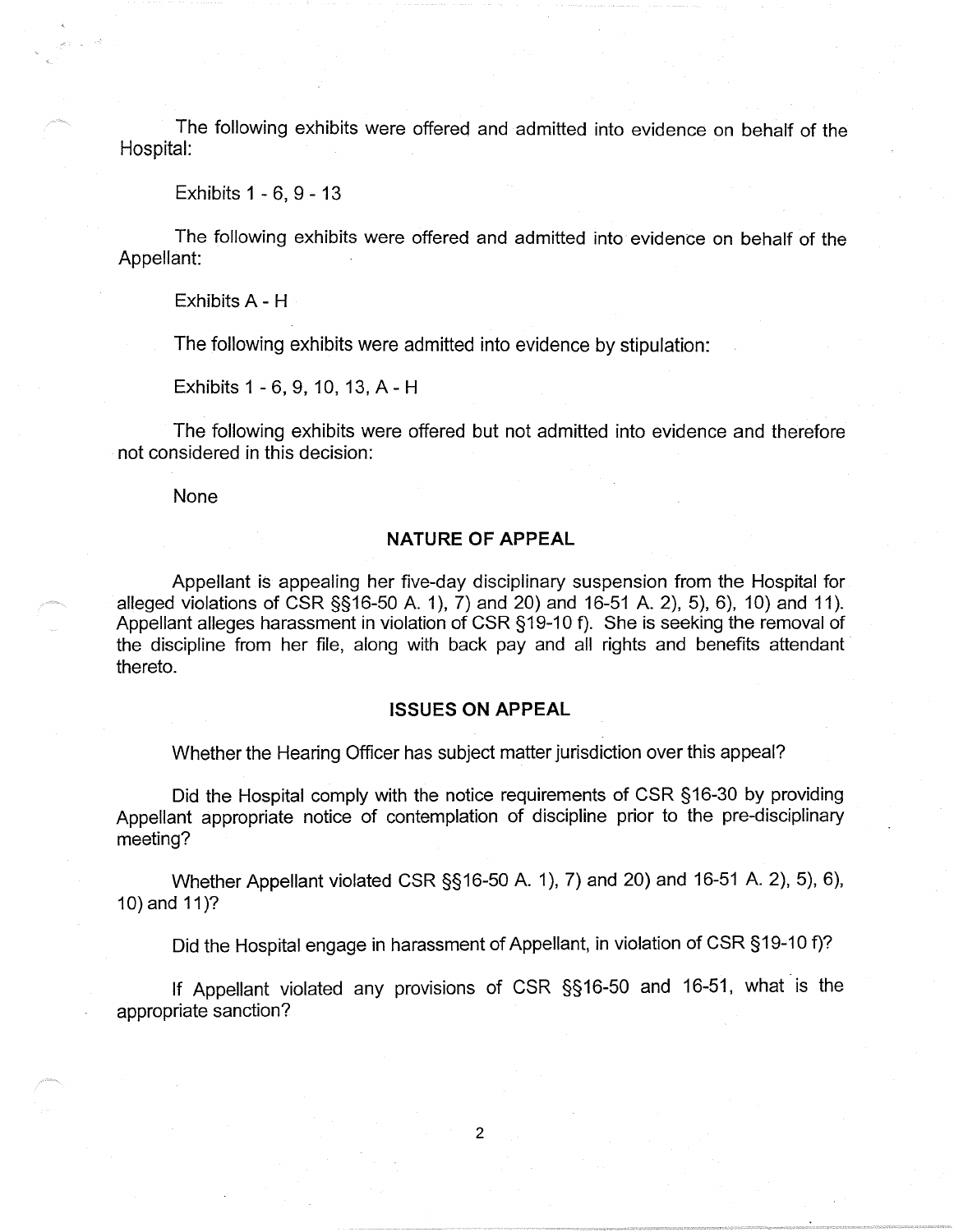The following exhibits were offered and admitted into evidence on behalf of the Hospital:

Exhibits 1 - 6, 9 - 13

The following exhibits were offered and admitted into evidence on behalf of the Appellant:

Exhibits A - H

The following exhibits were admitted into evidence by stipulation:

Exhibits 1 - 6, 9, 10, 13, A - H

The following exhibits were offered but not admitted into evidence and therefore not considered in this decision:

None

## NATURE OF APPEAL

Appellant is appealing her five-day disciplinary suspension from the Hospital for alleged violations of CSR §§16-50 A. 1), 7) and 20) and 16-51 A. 2), 5), 6), 10) and 11). Appellant alleges harassment in violation of CSR §19-10 f). She is seeking the removal of the discipline from her file, along with back pay and all rights and benefits attendant thereto.

## ISSUES ON APPEAL

Whether the Hearing Officer has subject matter jurisdiction over this appeal?

Did the Hospital comply with the notice requirements of CSR §16-30 by providing Appellant appropriate notice of contemplation of discipline prior to the pre-disciplinary meeting?

Whether Appellant violated CSR §§16-50 A. 1), 7) and 20) and 16-51 A. 2), 5), 6), 10) and 11)?

Did the Hospital engage in harassment of Appellant, in violation of CSR §19-10 f)?

If Appellant violated any provisions of CSR §§16-50 and 16-51, what is the appropriate sanction?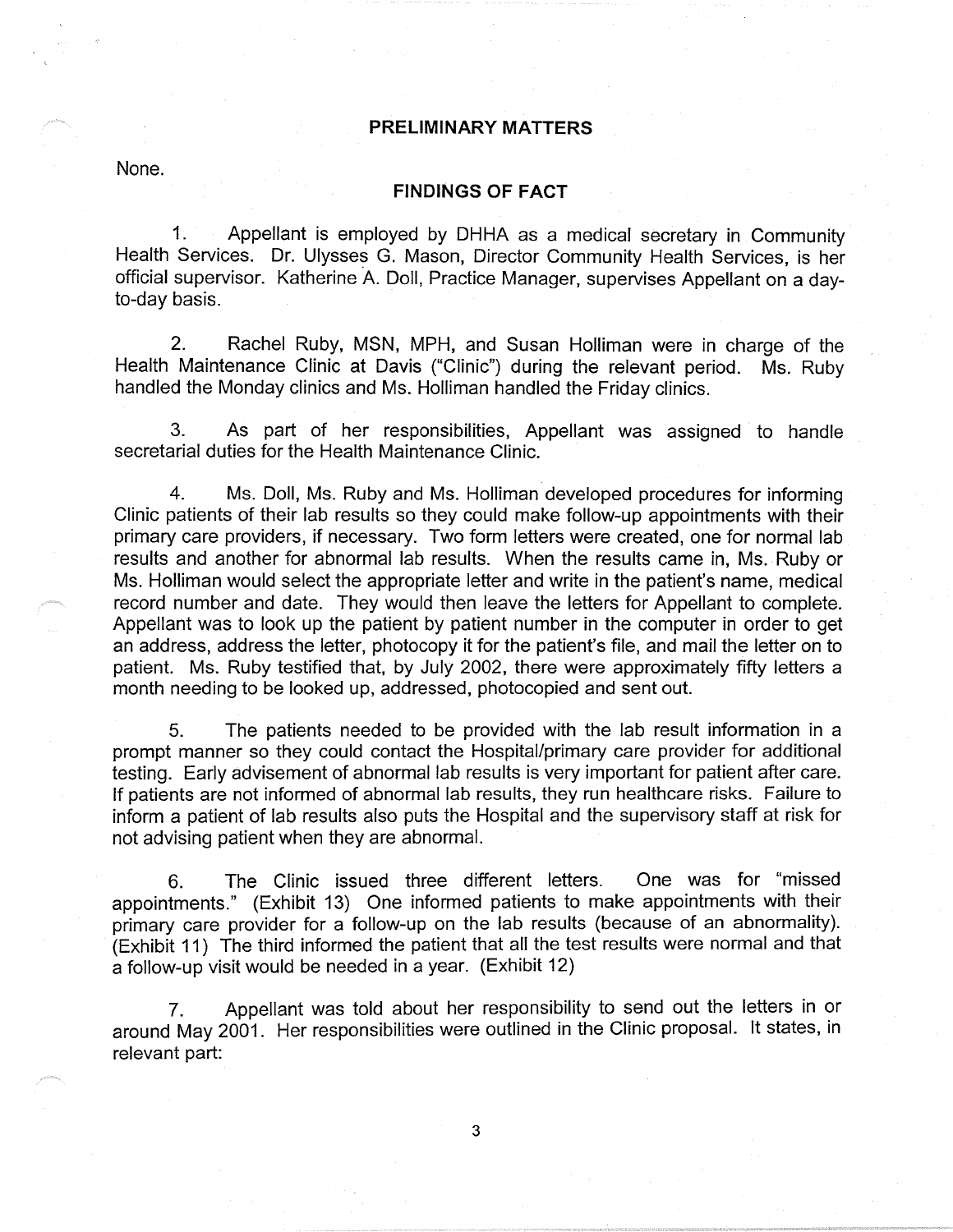## PRELIMINARY MATTERS

None.

## FINDINGS OF FACT

1. Appellant is employed by DHHA as a medical secretary in Community Health Services. Dr. Ulysses G. Mason, Director Community Health Services, is her official supervisor. Katherine A. Doll, Practice Manager, supervises Appellant on a day-to-day basis.

2. Rachel Ruby, MSN, MPH, and Susan Holliman were in charge of the Health Maintenance Clinic at Davis ("Clinic") during the relevant period. Ms. Ruby handled the Monday clinics and Ms. Holliman handled the Friday clinics.

3. As part of her responsibilities, Appellant was assigned to handle secretarial duties for the Health Maintenance Clinic.

4. Ms. Doll, Ms. Ruby and Ms. Holliman developed procedures for informing Clinic patients of their lab results so they could make follow-up appointments with their primary care providers, if necessary. Two form letters were created, one for normal lab results and another for abnormal lab results. When the results came in, Ms. Ruby or Ms. Holliman would select the appropriate letter and write in the patient's name, medical record number and date. They would then leave the letters for Appellant to complete. Appellant was to look up the patient by patient number in the computer in order to get an address, address the letter, photocopy it for the patient's file, and mail the letter on to patient. Ms. Ruby testified that, by July 2002, there were approximately fifty letters a month needing to be looked up, addressed, photocopied and sent out.

5. The patients needed to be provided with the lab result information in a prompt manner so they could contact the Hospital/primary care provider for additional testing. Early advisement of abnormal lab results is very important for patient after care. If patients are not informed of abnormal lab results, they run healthcare risks. Failure to inform a patient of lab results also puts the Hospital and the supervisory staff at risk for not advising patient when they are abnormal.

6. The Clinic issued three different letters. One was for "missed appointments." (Exhibit 13) One informed patients to make appointments with their primary care provider for a follow-up on the lab results (because of an abnormality). (Exhibit 11) The third informed the patient that all the test results were normal and that a follow-up visit would be needed in a year. (Exhibit 12)

7. Appellant was told about her responsibility to send out the letters in or around May 2001. Her responsibilities were outlined in the Clinic proposal. It states, in relevant part: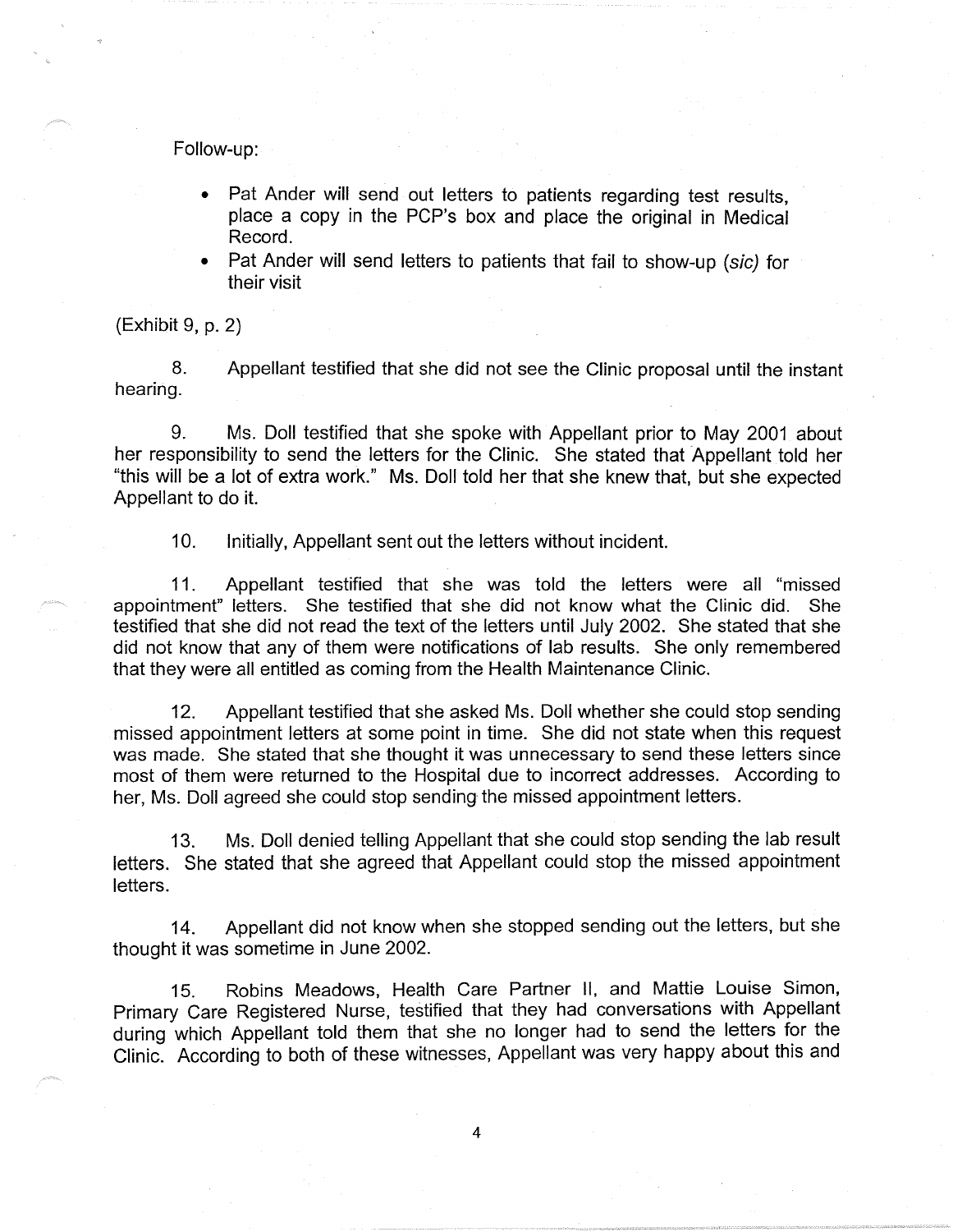Follow-up:

- Pat Ander will send out letters to patients regarding test results, place a copy in the PCP's box and place the original in Medical Record.
- Pat Ander will send letters to patients that fail to show-up (*sic*) for their visit

(Exhibit 9, p. 2)

8. Appellant testified that she did not see the Clinic proposal until the instant hearing.

9. Ms. Doll testified that she spoke with Appellant prior to May 2001 about her responsibility to send the letters for the Clinic. She stated that Appellant told her "this will be a lot of extra work." Ms. Doll told her that she knew that, but she expected Appellant to do it.

10. Initially, Appellant sent out the letters without incident.

11. Appellant testified that she was told the letters were all "missed appointment" letters. She testified that she did not know what the Clinic did. She testified that she did not read the text of the letters until July 2002. She stated that she did not know that any of them were notifications of lab results. She only remembered that they were all entitled as coming from the Health Maintenance Clinic.

12. Appellant testified that she asked Ms. Doll whether she could stop sending missed appointment letters at some point in time. She did not state when this request was made. She stated that she thought it was unnecessary to send these letters since most of them were returned to the Hospital due to incorrect addresses. According to her, Ms. Doll agreed she could stop sending the missed appointment letters.

13. Ms. Doll denied telling Appellant that she could stop sending the lab result letters. She stated that she agreed that Appellant could stop the missed appointment letters.

14. Appellant did not know when she stopped sending out the letters, but she thought it was sometime in June 2002.

15. Robins Meadows, Health Care Partner II, and Mattie Louise Simon, Primary Care Registered Nurse, testified that they had conversations with Appellant during which Appellant told them that she no longer had to send the letters for the Clinic. According to both of these witnesses, Appellant was very happy about this and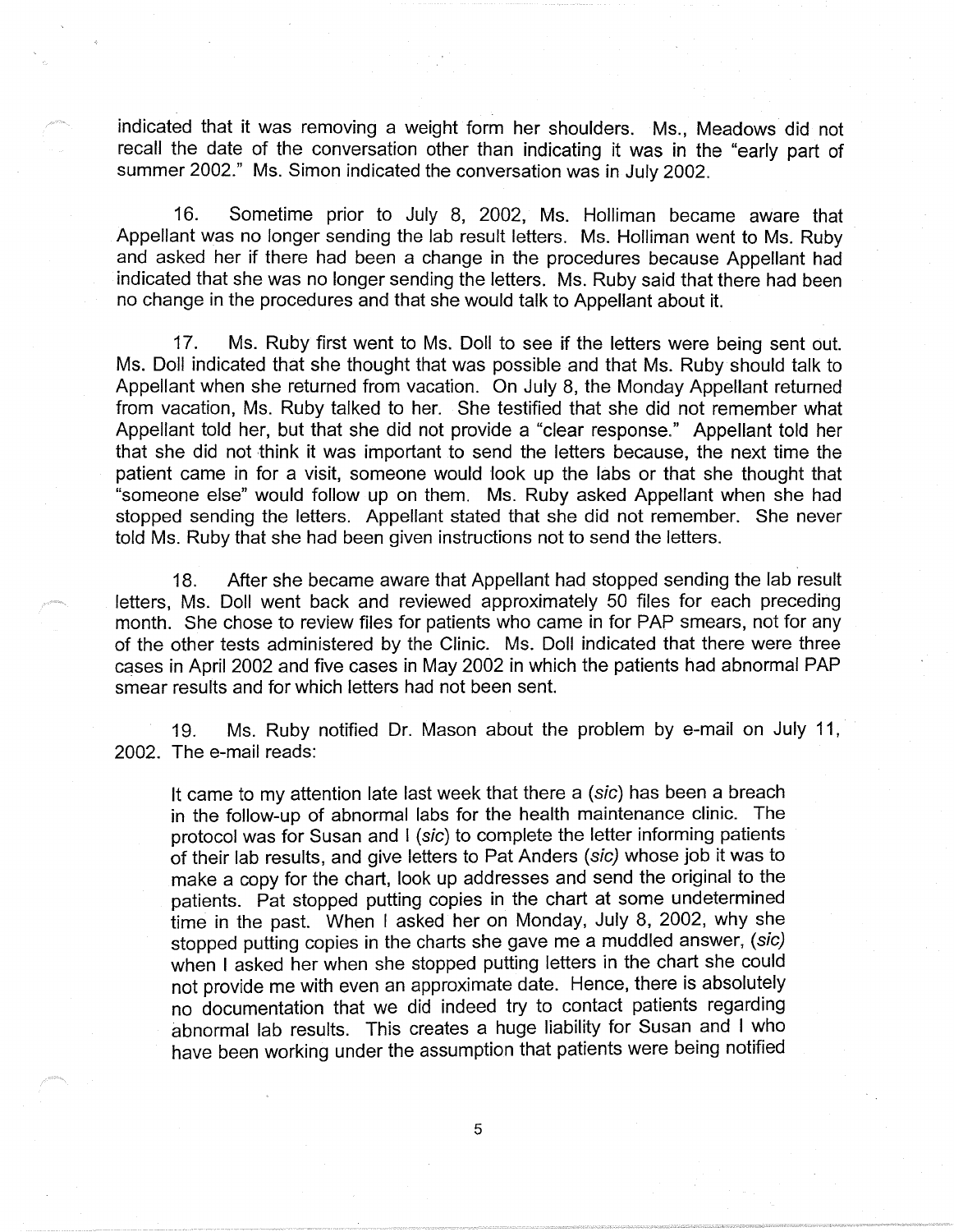indicated that it was removing a weight form her shoulders. Ms., Meadows did not recall the date of the conversation other than indicating it was in the "early part of summer 2002." Ms. Simon indicated the conversation was in July 2002.

16. Sometime prior to July 8, 2002, Ms. Holliman became aware that Appellant was no longer sending the lab result letters. Ms. Holliman went to Ms. Ruby and asked her if there had been a change in the procedures because Appellant had indicated that she was no longer sending the letters. Ms. Ruby said that there had been no change in the procedures and that she would talk to Appellant about it.

17. Ms. Ruby first went to Ms. Doll to see if the letters were being sent out. Ms. Doll indicated that she thought that was possible and that Ms. Ruby should talk to Appellant when she returned from vacation. On July 8, the Monday Appellant returned from vacation, Ms. Ruby talked to her. She testified that she did not remember what Appellant told her, but that she did not provide a "clear response." Appellant told her that she did not think it was important to send the letters because, the next time the patient came in for a visit, someone would look up the labs or that she thought that "someone else" would follow up on them. Ms. Ruby asked Appellant when she had stopped sending the letters. Appellant stated that she did not remember. She never told Ms. Ruby that she had been given instructions not to send the letters.

18. After she became aware that Appellant had stopped sending the lab result letters, Ms. Doll went back and reviewed approximately 50 files for each preceding month. She chose to review files for patients who came in for PAP smears, not for any of the other tests administered by the Clinic. Ms. Doll indicated that there were three cases in April 2002 and five cases in May 2002 in which the patients had abnormal PAP smear results and for which letters had not been sent.

19. Ms. Ruby notified Dr. Mason about the problem by e-mail on July 11, 2002. The e-mail reads:

> It came to my attention late last week that there a (*sic*) has been a breach in the follow-up of abnormal labs for the health maintenance clinic. The protocol was for Susan and I (*sic*) to complete the letter informing patients of their lab results, and give letters to Pat Anders (*sic)* whose job it was to make a copy for the chart, look up addresses and send the original to the patients. Pat stopped putting copies in the chart at some undetermined time in the past. When I asked her on Monday, July 8, 2002, why she stopped putting copies in the charts she gave me a muddled answer, (*sic)* when I asked her when she stopped putting letters in the chart she could not provide me with even an approximate date. Hence, there is absolutely no documentation that we did indeed try to contact patients regarding abnormal lab results. This creates a huge liability for Susan and I who have been working under the assumption that patients were being notified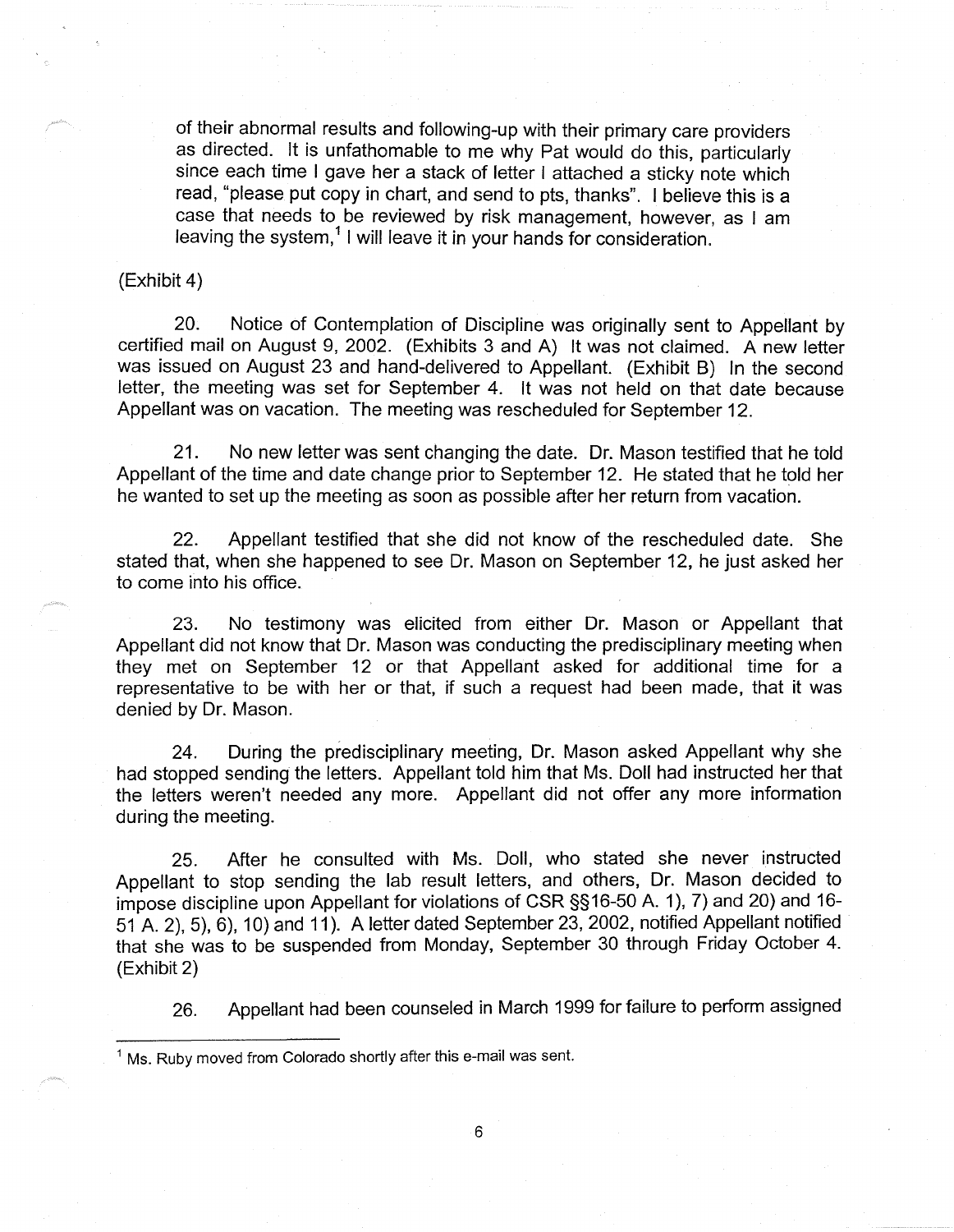> of their abnormal results and following-up with their primary care providers as directed. It is unfathomable to me why Pat would do this, particularly since each time I gave her a stack of letter I attached a sticky note which read, "please put copy in chart, and send to pts, thanks". I believe this is a case that needs to be reviewed by risk management, however, as I am leaving the system,[1] I will leave it in your hands for consideration.

(Exhibit 4)

20. Notice of Contemplation of Discipline was originally sent to Appellant by certified mail on August 9, 2002. (Exhibits 3 and A) It was not claimed. A new letter was issued on August 23 and hand-delivered to Appellant. (Exhibit B) In the second letter, the meeting was set for September 4. It was not held on that date because Appellant was on vacation. The meeting was rescheduled for September 12.

21. No new letter was sent changing the date. Dr. Mason testified that he told Appellant of the time and date change prior to September 12. He stated that he told her he wanted to set up the meeting as soon as possible after her return from vacation.

22. Appellant testified that she did not know of the rescheduled date. She stated that, when she happened to see Dr. Mason on September 12, he just asked her to come into his office.

23. No testimony was elicited from either Dr. Mason or Appellant that Appellant did not know that Dr. Mason was conducting the predisciplinary meeting when they met on September 12 or that Appellant asked for additional time for a representative to be with her or that, if such a request had been made, that it was denied by Dr. Mason.

24. During the predisciplinary meeting, Dr. Mason asked Appellant why she had stopped sending the letters. Appellant told him that Ms. Doll had instructed her that the letters weren't needed any more. Appellant did not offer any more information during the meeting.

25. After he consulted with Ms. Doll, who stated she never instructed Appellant to stop sending the lab result letters, and others, Dr. Mason decided to impose discipline upon Appellant for violations of CSR §§16-50 A. 1), 7) and 20) and 16-51 A. 2), 5), 6), 10) and 11). A letter dated September 23, 2002, notified Appellant notified that she was to be suspended from Monday, September 30 through Friday October 4. (Exhibit 2)

26. Appellant had been counseled in March 1999 for failure to perform assigned

---

[1] Ms. Ruby moved from Colorado shortly after this e-mail was sent.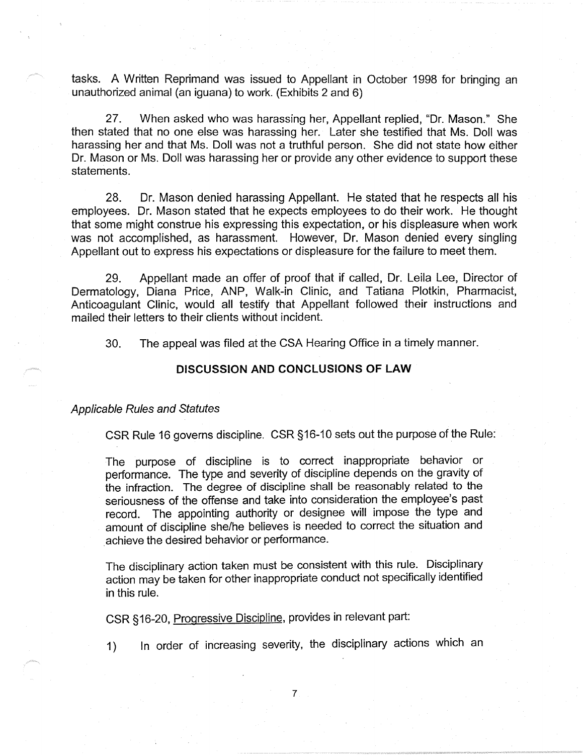tasks. A Written Reprimand was issued to Appellant in October 1998 for bringing an unauthorized animal (an iguana) to work. (Exhibits 2 and 6)

27. When asked who was harassing her, Appellant replied, "Dr. Mason." She then stated that no one else was harassing her. Later she testified that Ms. Doll was harassing her and that Ms. Doll was not a truthful person. She did not state how either Dr. Mason or Ms. Doll was harassing her or provide any other evidence to support these statements.

28. Dr. Mason denied harassing Appellant. He stated that he respects all his employees. Dr. Mason stated that he expects employees to do their work. He thought that some might construe his expressing this expectation, or his displeasure when work was not accomplished, as harassment. However, Dr. Mason denied every singling Appellant out to express his expectations or displeasure for the failure to meet them.

29. Appellant made an offer of proof that if called, Dr. Leila Lee, Director of Dermatology, Diana Price, ANP, Walk-in Clinic, and Tatiana Plotkin, Pharmacist, Anticoagulant Clinic, would all testify that Appellant followed their instructions and mailed their letters to their clients without incident.

30. The appeal was filed at the CSA Hearing Office in a timely manner.

## DISCUSSION AND CONCLUSIONS OF LAW

*Applicable Rules and Statutes*

CSR Rule 16 governs discipline. CSR §16-10 sets out the purpose of the Rule:

> The purpose of discipline is to correct inappropriate behavior or performance. The type and severity of discipline depends on the gravity of the infraction. The degree of discipline shall be reasonably related to the seriousness of the offense and take into consideration the employee's past record. The appointing authority or designee will impose the type and amount of discipline she/he believes is needed to correct the situation and achieve the desired behavior or performance.
>
> The disciplinary action taken must be consistent with this rule. Disciplinary action may be taken for other inappropriate conduct not specifically identified in this rule.

CSR §16-20, Progressive Discipline, provides in relevant part:

> 1) In order of increasing severity, the disciplinary actions which an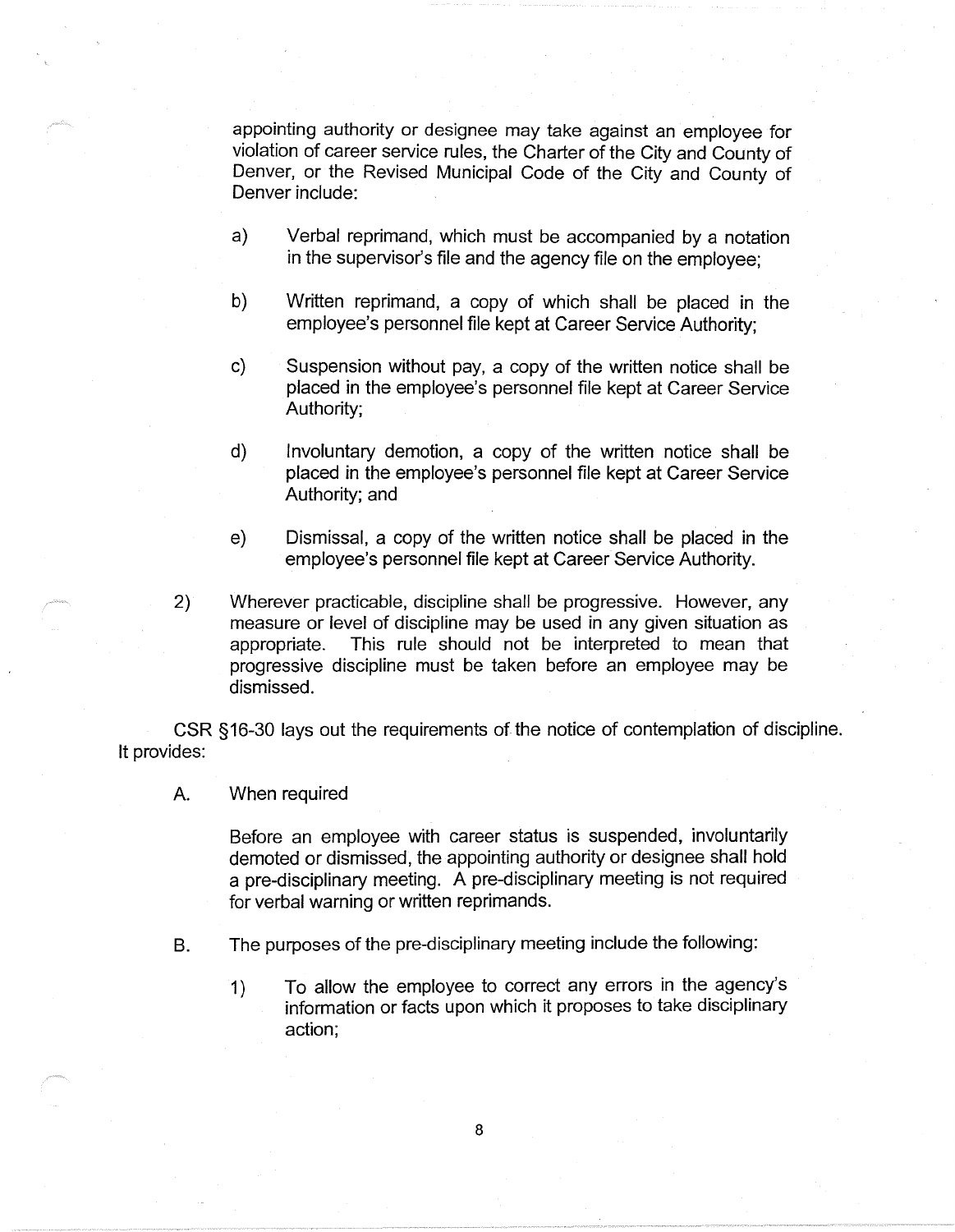appointing authority or designee may take against an employee for violation of career service rules, the Charter of the City and County of Denver, or the Revised Municipal Code of the City and County of Denver include:

a) Verbal reprimand, which must be accompanied by a notation in the supervisor's file and the agency file on the employee;

b) Written reprimand, a copy of which shall be placed in the employee's personnel file kept at Career Service Authority;

c) Suspension without pay, a copy of the written notice shall be placed in the employee's personnel file kept at Career Service Authority;

d) Involuntary demotion, a copy of the written notice shall be placed in the employee's personnel file kept at Career Service Authority; and

e) Dismissal, a copy of the written notice shall be placed in the employee's personnel file kept at Career Service Authority.

2) Wherever practicable, discipline shall be progressive. However, any measure or level of discipline may be used in any given situation as appropriate. This rule should not be interpreted to mean that progressive discipline must be taken before an employee may be dismissed.

CSR §16-30 lays out the requirements of the notice of contemplation of discipline. It provides:

A. When required

Before an employee with career status is suspended, involuntarily demoted or dismissed, the appointing authority or designee shall hold a pre-disciplinary meeting. A pre-disciplinary meeting is not required for verbal warning or written reprimands.

B. The purposes of the pre-disciplinary meeting include the following:

1) To allow the employee to correct any errors in the agency's information or facts upon which it proposes to take disciplinary action;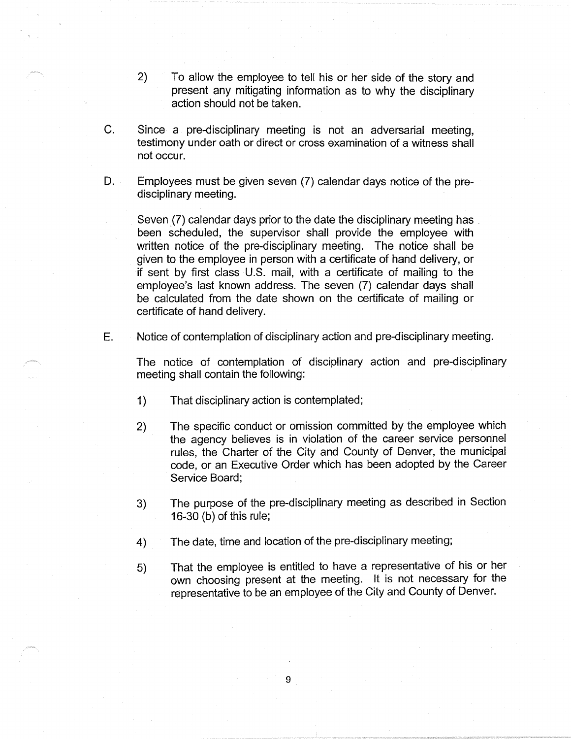2) To allow the employee to tell his or her side of the story and present any mitigating information as to why the disciplinary action should not be taken.

C. Since a pre-disciplinary meeting is not an adversarial meeting, testimony under oath or direct or cross examination of a witness shall not occur.

D. Employees must be given seven (7) calendar days notice of the pre-disciplinary meeting.

Seven (7) calendar days prior to the date the disciplinary meeting has been scheduled, the supervisor shall provide the employee with written notice of the pre-disciplinary meeting. The notice shall be given to the employee in person with a certificate of hand delivery, or if sent by first class U.S. mail, with a certificate of mailing to the employee's last known address. The seven (7) calendar days shall be calculated from the date shown on the certificate of mailing or certificate of hand delivery.

E. Notice of contemplation of disciplinary action and pre-disciplinary meeting.

The notice of contemplation of disciplinary action and pre-disciplinary meeting shall contain the following:

1) That disciplinary action is contemplated;

2) The specific conduct or omission committed by the employee which the agency believes is in violation of the career service personnel rules, the Charter of the City and County of Denver, the municipal code, or an Executive Order which has been adopted by the Career Service Board;

3) The purpose of the pre-disciplinary meeting as described in Section 16-30 (b) of this rule;

4) The date, time and location of the pre-disciplinary meeting;

5) That the employee is entitled to have a representative of his or her own choosing present at the meeting. It is not necessary for the representative to be an employee of the City and County of Denver.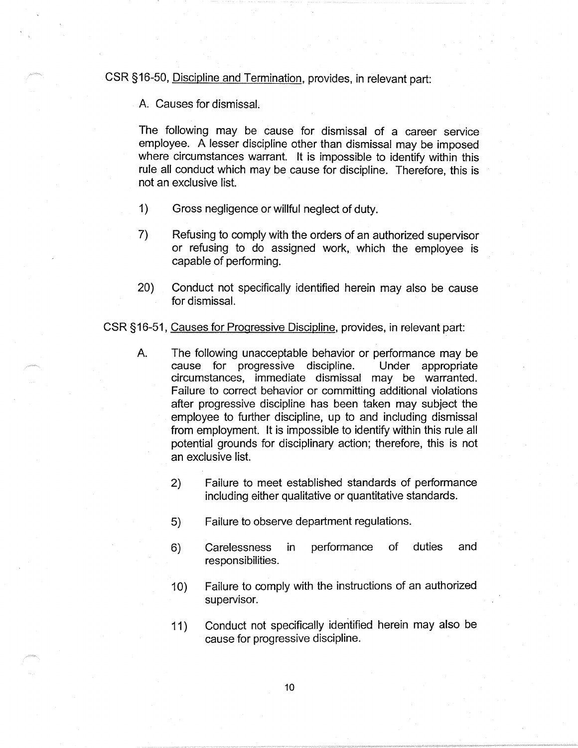CSR §16-50, <u>Discipline and Termination</u>, provides, in relevant part:

A. Causes for dismissal.

The following may be cause for dismissal of a career service employee. A lesser discipline other than dismissal may be imposed where circumstances warrant. It is impossible to identify within this rule all conduct which may be cause for discipline. Therefore, this is not an exclusive list.

1) Gross negligence or willful neglect of duty.

7) Refusing to comply with the orders of an authorized supervisor or refusing to do assigned work, which the employee is capable of performing.

20) Conduct not specifically identified herein may also be cause for dismissal.

CSR §16-51, <u>Causes for Progressive Discipline</u>, provides, in relevant part:

A. The following unacceptable behavior or performance may be cause for progressive discipline. Under appropriate circumstances, immediate dismissal may be warranted. Failure to correct behavior or committing additional violations after progressive discipline has been taken may subject the employee to further discipline, up to and including dismissal from employment. It is impossible to identify within this rule all potential grounds for disciplinary action; therefore, this is not an exclusive list.

2) Failure to meet established standards of performance including either qualitative or quantitative standards.

5) Failure to observe department regulations.

6) Carelessness in performance of duties and responsibilities.

10) Failure to comply with the instructions of an authorized supervisor.

11) Conduct not specifically identified herein may also be cause for progressive discipline.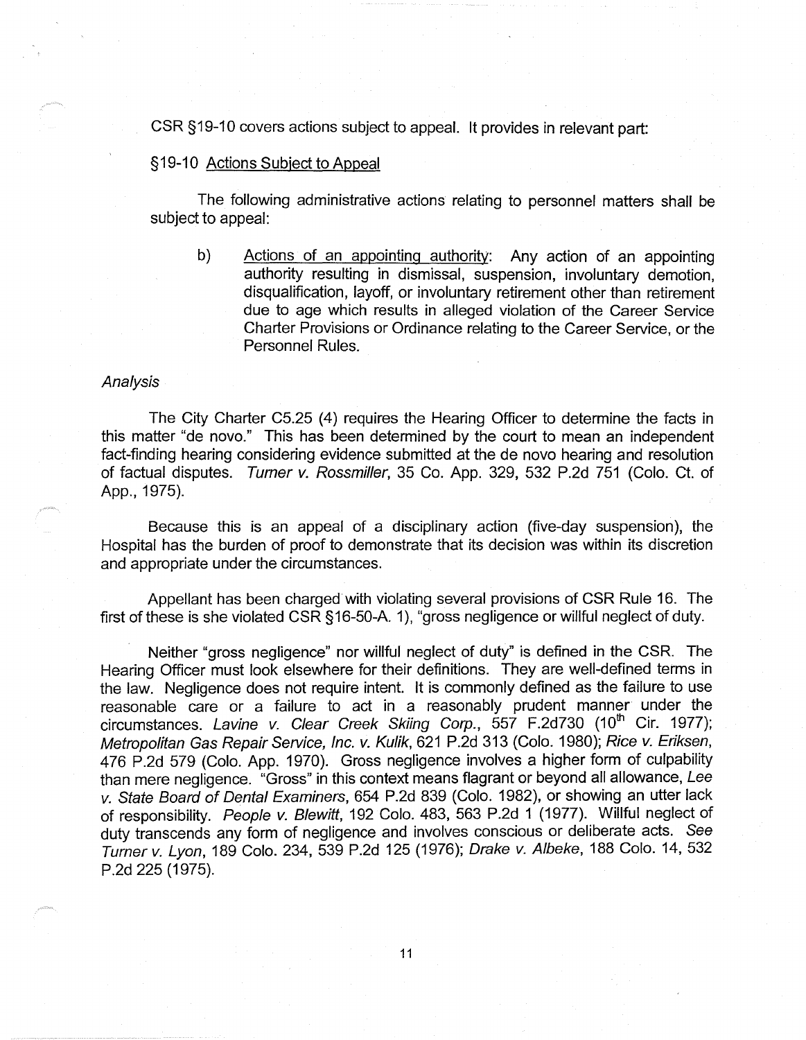CSR §19-10 covers actions subject to appeal. It provides in relevant part:

§19-10 <u>Actions Subject to Appeal</u>

The following administrative actions relating to personnel matters shall be subject to appeal:

b) <u>Actions of an appointing authority</u>: Any action of an appointing authority resulting in dismissal, suspension, involuntary demotion, disqualification, layoff, or involuntary retirement other than retirement due to age which results in alleged violation of the Career Service Charter Provisions or Ordinance relating to the Career Service, or the Personnel Rules.

*Analysis*

The City Charter C5.25 (4) requires the Hearing Officer to determine the facts in this matter "de novo." This has been determined by the court to mean an independent fact-finding hearing considering evidence submitted at the de novo hearing and resolution of factual disputes. *Turner v. Rossmiller*, 35 Co. App. 329, 532 P.2d 751 (Colo. Ct. of App., 1975).

Because this is an appeal of a disciplinary action (five-day suspension), the Hospital has the burden of proof to demonstrate that its decision was within its discretion and appropriate under the circumstances.

Appellant has been charged with violating several provisions of CSR Rule 16. The first of these is she violated CSR §16-50-A. 1), "gross negligence or willful neglect of duty.

Neither "gross negligence" nor willful neglect of duty" is defined in the CSR. The Hearing Officer must look elsewhere for their definitions. They are well-defined terms in the law. Negligence does not require intent. It is commonly defined as the failure to use reasonable care or a failure to act in a reasonably prudent manner under the circumstances. *Lavine v. Clear Creek Skiing Corp.*, 557 F.2d730 (10th Cir. 1977); *Metropolitan Gas Repair Service, Inc. v. Kulik*, 621 P.2d 313 (Colo. 1980); *Rice v. Eriksen*, 476 P.2d 579 (Colo. App. 1970). Gross negligence involves a higher form of culpability than mere negligence. "Gross" in this context means flagrant or beyond all allowance, *Lee v. State Board of Dental Examiners*, 654 P.2d 839 (Colo. 1982), or showing an utter lack of responsibility. *People v. Blewitt*, 192 Colo. 483, 563 P.2d 1 (1977). Willful neglect of duty transcends any form of negligence and involves conscious or deliberate acts. *See Turner v. Lyon*, 189 Colo. 234, 539 P.2d 125 (1976); *Drake v. Albeke*, 188 Colo. 14, 532 P.2d 225 (1975).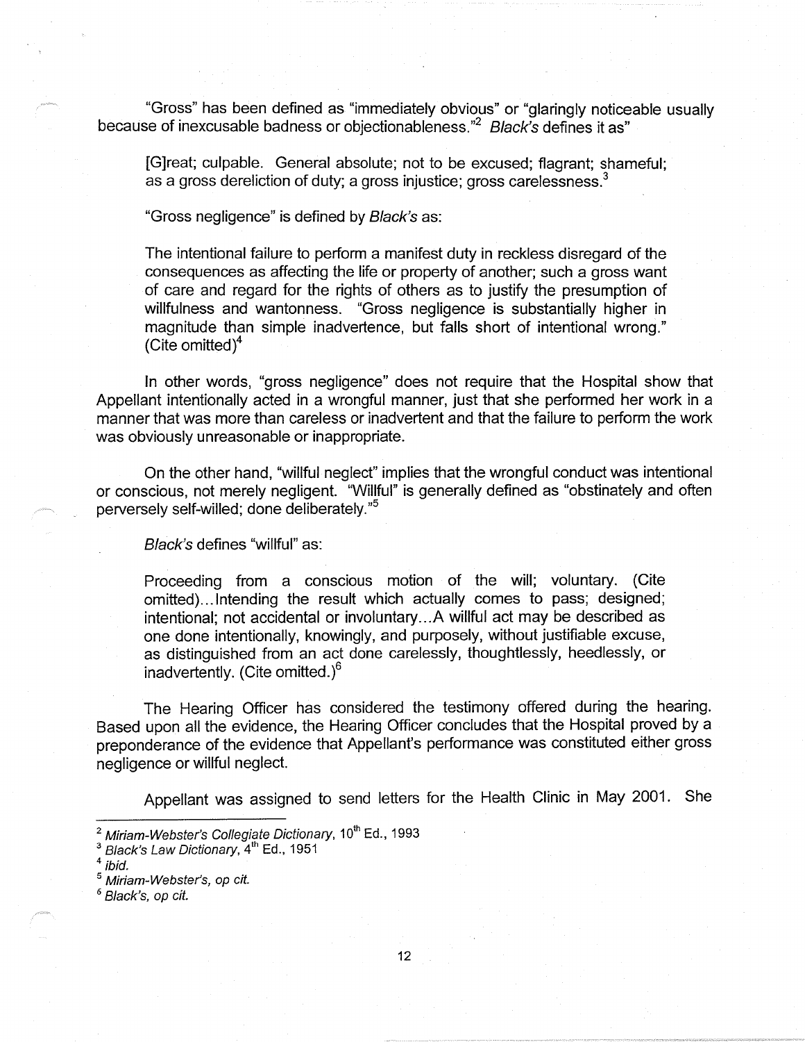"Gross" has been defined as "immediately obvious" or "glaringly noticeable usually because of inexcusable badness or objectionableness."[2] *Black's* defines it as"

> [G]reat; culpable. General absolute; not to be excused; flagrant; shameful; as a gross dereliction of duty; a gross injustice; gross carelessness.[3]

"Gross negligence" is defined by *Black's* as:

> The intentional failure to perform a manifest duty in reckless disregard of the consequences as affecting the life or property of another; such a gross want of care and regard for the rights of others as to justify the presumption of willfulness and wantonness. "Gross negligence is substantially higher in magnitude than simple inadvertence, but falls short of intentional wrong." (Cite omitted)[4]

In other words, "gross negligence" does not require that the Hospital show that Appellant intentionally acted in a wrongful manner, just that she performed her work in a manner that was more than careless or inadvertent and that the failure to perform the work was obviously unreasonable or inappropriate.

On the other hand, "willful neglect" implies that the wrongful conduct was intentional or conscious, not merely negligent. "Willful" is generally defined as "obstinately and often perversely self-willed; done deliberately."[5]

*Black's* defines "willful" as:

> Proceeding from a conscious motion of the will; voluntary. (Cite omitted)...Intending the result which actually comes to pass; designed; intentional; not accidental or involuntary...A willful act may be described as one done intentionally, knowingly, and purposely, without justifiable excuse, as distinguished from an act done carelessly, thoughtlessly, heedlessly, or inadvertently. (Cite omitted.)[6]

The Hearing Officer has considered the testimony offered during the hearing. Based upon all the evidence, the Hearing Officer concludes that the Hospital proved by a preponderance of the evidence that Appellant's performance was constituted either gross negligence or willful neglect.

Appellant was assigned to send letters for the Health Clinic in May 2001. She

---

[2] *Miriam-Webster's Collegiate Dictionary*, 10th Ed., 1993
[3] *Black's Law Dictionary*, 4th Ed., 1951
[4] *ibid.*
[5] *Miriam-Webster's, op cit.*
[6] *Black's, op cit.*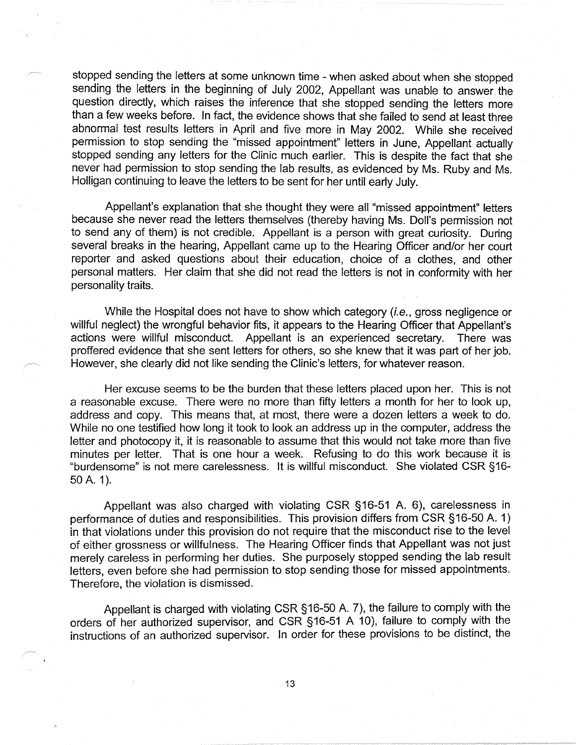stopped sending the letters at some unknown time - when asked about when she stopped sending the letters in the beginning of July 2002, Appellant was unable to answer the question directly, which raises the inference that she stopped sending the letters more than a few weeks before. In fact, the evidence shows that she failed to send at least three abnormal test results letters in April and five more in May 2002. While she received permission to stop sending the "missed appointment" letters in June, Appellant actually stopped sending any letters for the Clinic much earlier. This is despite the fact that she never had permission to stop sending the lab results, as evidenced by Ms. Ruby and Ms. Holligan continuing to leave the letters to be sent for her until early July.

Appellant's explanation that she thought they were all "missed appointment" letters because she never read the letters themselves (thereby having Ms. Doll's permission not to send any of them) is not credible. Appellant is a person with great curiosity. During several breaks in the hearing, Appellant came up to the Hearing Officer and/or her court reporter and asked questions about their education, choice of a clothes, and other personal matters. Her claim that she did not read the letters is not in conformity with her personality traits.

While the Hospital does not have to show which category (*i.e.*, gross negligence or willful neglect) the wrongful behavior fits, it appears to the Hearing Officer that Appellant's actions were willful misconduct. Appellant is an experienced secretary. There was proffered evidence that she sent letters for others, so she knew that it was part of her job. However, she clearly did not like sending the Clinic's letters, for whatever reason.

Her excuse seems to be the burden that these letters placed upon her. This is not a reasonable excuse. There were no more than fifty letters a month for her to look up, address and copy. This means that, at most, there were a dozen letters a week to do. While no one testified how long it took to look an address up in the computer, address the letter and photocopy it, it is reasonable to assume that this would not take more than five minutes per letter. That is one hour a week. Refusing to do this work because it is "burdensome" is not mere carelessness. It is willful misconduct. She violated CSR §16-50 A. 1).

Appellant was also charged with violating CSR §16-51 A. 6), carelessness in performance of duties and responsibilities. This provision differs from CSR §16-50 A. 1) in that violations under this provision do not require that the misconduct rise to the level of either grossness or willfulness. The Hearing Officer finds that Appellant was not just merely careless in performing her duties. She purposely stopped sending the lab result letters, even before she had permission to stop sending those for missed appointments. Therefore, the violation is dismissed.

Appellant is charged with violating CSR §16-50 A. 7), the failure to comply with the orders of her authorized supervisor, and CSR §16-51 A 10), failure to comply with the instructions of an authorized supervisor. In order for these provisions to be distinct, the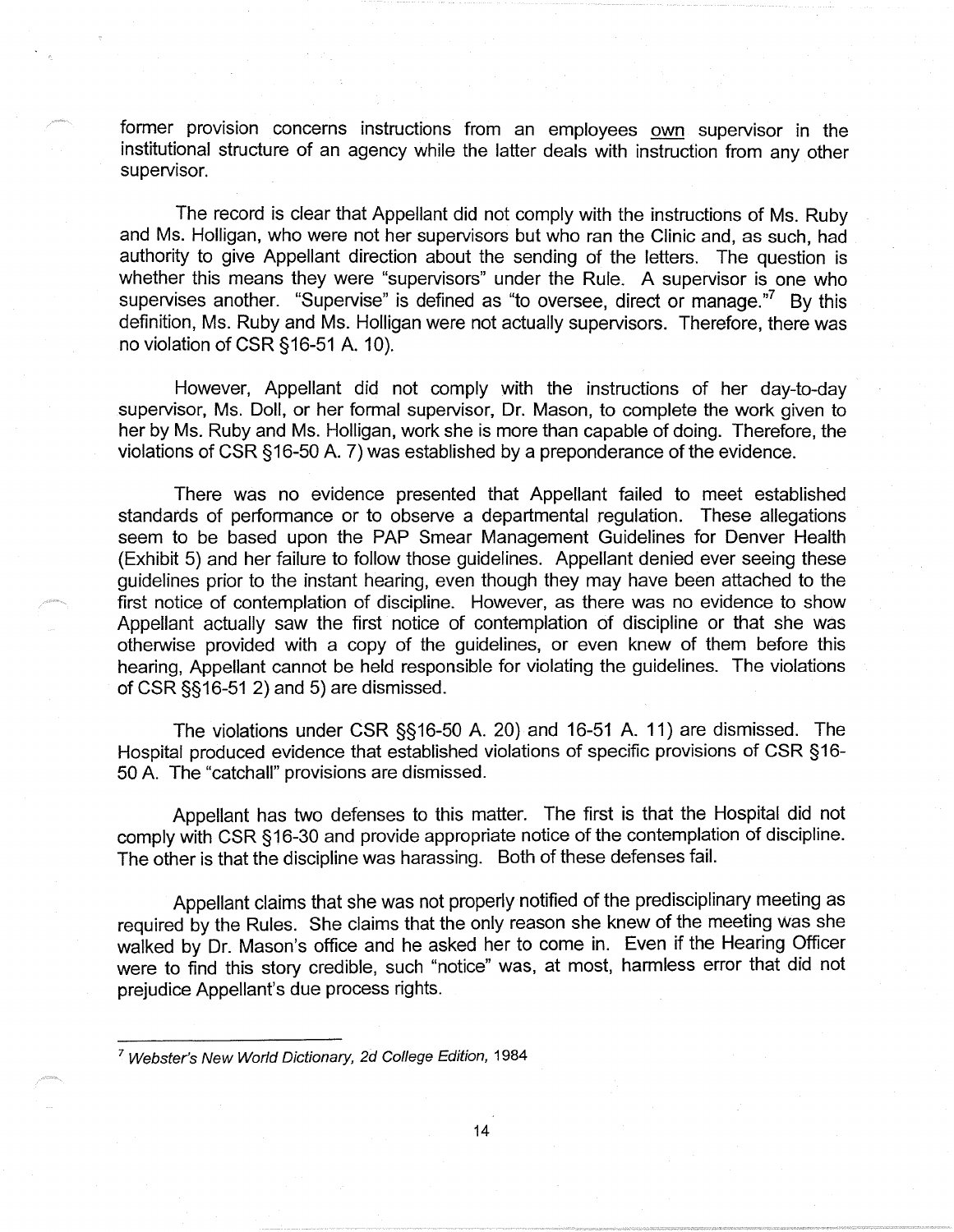former provision concerns instructions from an employees <u>own</u> supervisor in the institutional structure of an agency while the latter deals with instruction from any other supervisor.

The record is clear that Appellant did not comply with the instructions of Ms. Ruby and Ms. Holligan, who were not her supervisors but who ran the Clinic and, as such, had authority to give Appellant direction about the sending of the letters. The question is whether this means they were "supervisors" under the Rule. A supervisor is one who supervises another. "Supervise" is defined as "to oversee, direct or manage."[7] By this definition, Ms. Ruby and Ms. Holligan were not actually supervisors. Therefore, there was no violation of CSR §16-51 A. 10).

However, Appellant did not comply with the instructions of her day-to-day supervisor, Ms. Doll, or her formal supervisor, Dr. Mason, to complete the work given to her by Ms. Ruby and Ms. Holligan, work she is more than capable of doing. Therefore, the violations of CSR §16-50 A. 7) was established by a preponderance of the evidence.

There was no evidence presented that Appellant failed to meet established standards of performance or to observe a departmental regulation. These allegations seem to be based upon the PAP Smear Management Guidelines for Denver Health (Exhibit 5) and her failure to follow those guidelines. Appellant denied ever seeing these guidelines prior to the instant hearing, even though they may have been attached to the first notice of contemplation of discipline. However, as there was no evidence to show Appellant actually saw the first notice of contemplation of discipline or that she was otherwise provided with a copy of the guidelines, or even knew of them before this hearing, Appellant cannot be held responsible for violating the guidelines. The violations of CSR §§16-51 2) and 5) are dismissed.

The violations under CSR §§16-50 A. 20) and 16-51 A. 11) are dismissed. The Hospital produced evidence that established violations of specific provisions of CSR §16-50 A. The "catchall" provisions are dismissed.

Appellant has two defenses to this matter. The first is that the Hospital did not comply with CSR §16-30 and provide appropriate notice of the contemplation of discipline. The other is that the discipline was harassing. Both of these defenses fail.

Appellant claims that she was not properly notified of the predisciplinary meeting as required by the Rules. She claims that the only reason she knew of the meeting was she walked by Dr. Mason's office and he asked her to come in. Even if the Hearing Officer were to find this story credible, such "notice" was, at most, harmless error that did not prejudice Appellant's due process rights.

---

[7] *Webster's New World Dictionary, 2d College Edition,* 1984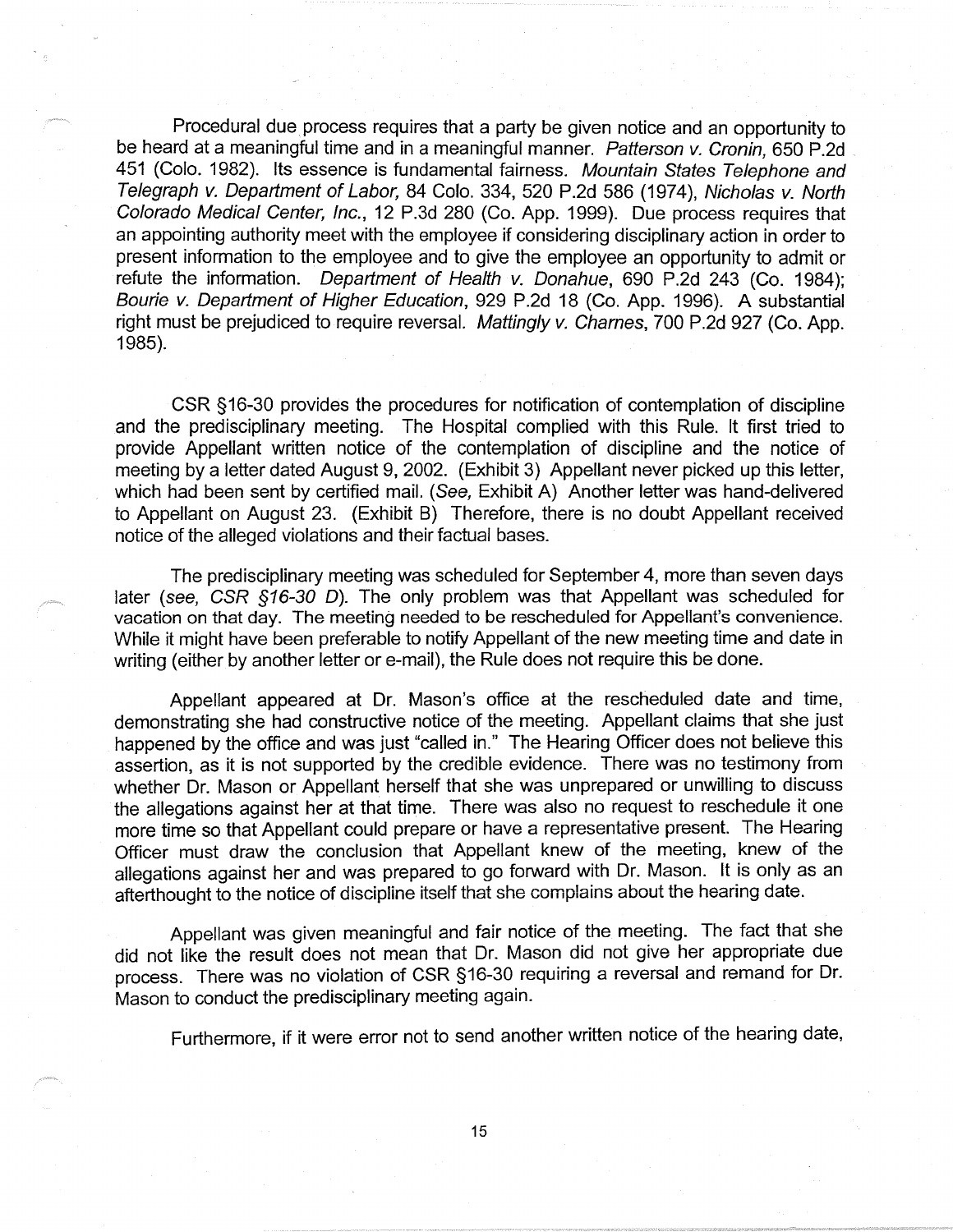Procedural due process requires that a party be given notice and an opportunity to be heard at a meaningful time and in a meaningful manner. *Patterson v. Cronin,* 650 P.2d 451 (Colo. 1982). Its essence is fundamental fairness. *Mountain States Telephone and Telegraph v. Department of Labor,* 84 Colo. 334, 520 P.2d 586 (1974), *Nicholas v. North Colorado Medical Center, Inc.,* 12 P.3d 280 (Co. App. 1999). Due process requires that an appointing authority meet with the employee if considering disciplinary action in order to present information to the employee and to give the employee an opportunity to admit or refute the information. *Department of Health v. Donahue,* 690 P.2d 243 (Co. 1984); *Bourie v. Department of Higher Education,* 929 P.2d 18 (Co. App. 1996). A substantial right must be prejudiced to require reversal. *Mattingly v. Charnes,* 700 P.2d 927 (Co. App. 1985).

CSR §16-30 provides the procedures for notification of contemplation of discipline and the predisciplinary meeting. The Hospital complied with this Rule. It first tried to provide Appellant written notice of the contemplation of discipline and the notice of meeting by a letter dated August 9, 2002. (Exhibit 3) Appellant never picked up this letter, which had been sent by certified mail. (*See,* Exhibit A) Another letter was hand-delivered to Appellant on August 23. (Exhibit B) Therefore, there is no doubt Appellant received notice of the alleged violations and their factual bases.

The predisciplinary meeting was scheduled for September 4, more than seven days later (*see, CSR §16-30 D*). The only problem was that Appellant was scheduled for vacation on that day. The meeting needed to be rescheduled for Appellant's convenience. While it might have been preferable to notify Appellant of the new meeting time and date in writing (either by another letter or e-mail), the Rule does not require this be done.

Appellant appeared at Dr. Mason's office at the rescheduled date and time, demonstrating she had constructive notice of the meeting. Appellant claims that she just happened by the office and was just "called in." The Hearing Officer does not believe this assertion, as it is not supported by the credible evidence. There was no testimony from whether Dr. Mason or Appellant herself that she was unprepared or unwilling to discuss the allegations against her at that time. There was also no request to reschedule it one more time so that Appellant could prepare or have a representative present. The Hearing Officer must draw the conclusion that Appellant knew of the meeting, knew of the allegations against her and was prepared to go forward with Dr. Mason. It is only as an afterthought to the notice of discipline itself that she complains about the hearing date.

Appellant was given meaningful and fair notice of the meeting. The fact that she did not like the result does not mean that Dr. Mason did not give her appropriate due process. There was no violation of CSR §16-30 requiring a reversal and remand for Dr. Mason to conduct the predisciplinary meeting again.

Furthermore, if it were error not to send another written notice of the hearing date,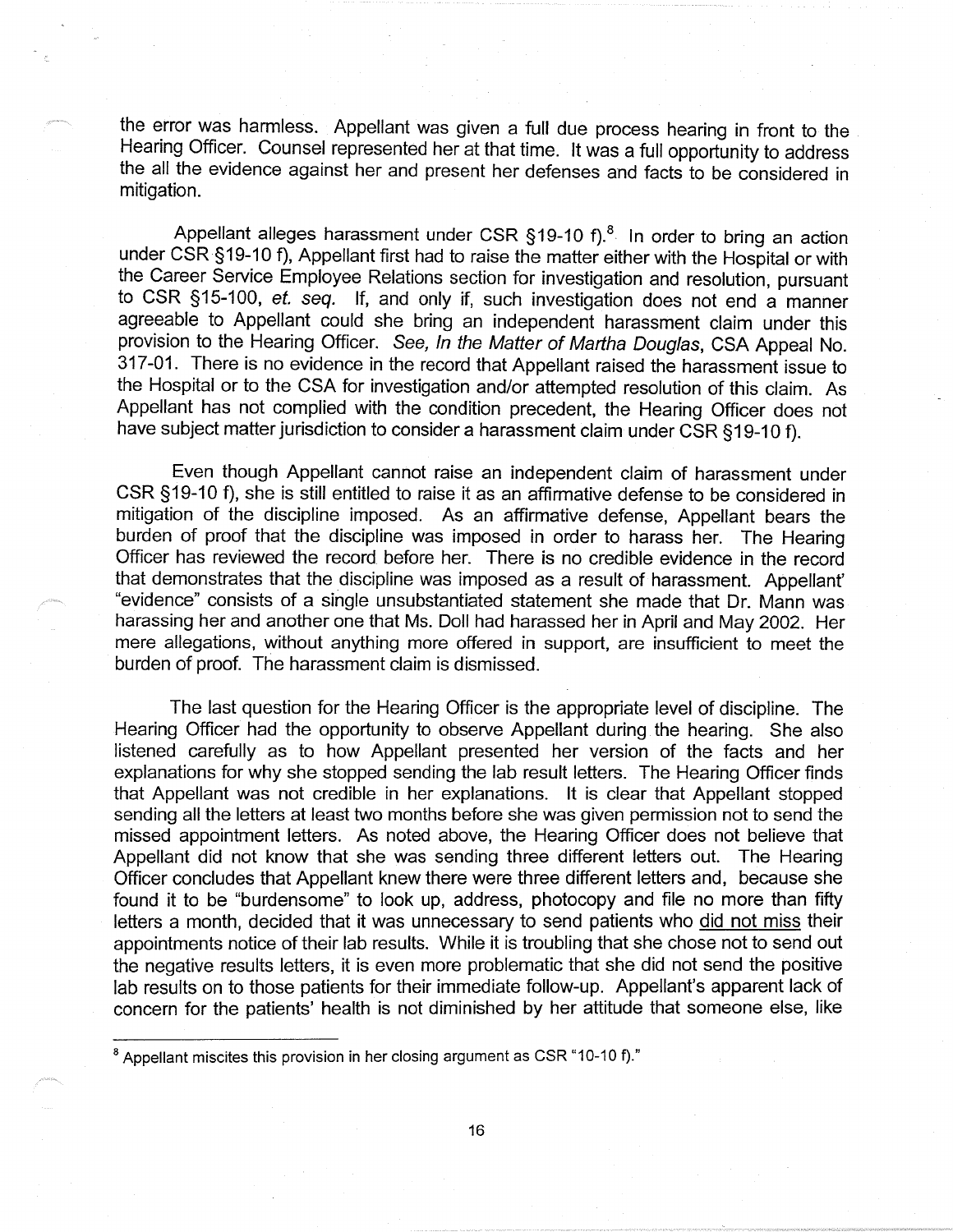the error was harmless. Appellant was given a full due process hearing in front to the Hearing Officer. Counsel represented her at that time. It was a full opportunity to address the all the evidence against her and present her defenses and facts to be considered in mitigation.

Appellant alleges harassment under CSR §19-10 f).[8] In order to bring an action under CSR §19-10 f), Appellant first had to raise the matter either with the Hospital or with the Career Service Employee Relations section for investigation and resolution, pursuant to CSR §15-100, *et. seq.* If, and only if, such investigation does not end a manner agreeable to Appellant could she bring an independent harassment claim under this provision to the Hearing Officer. *See, In the Matter of Martha Douglas*, CSA Appeal No. 317-01. There is no evidence in the record that Appellant raised the harassment issue to the Hospital or to the CSA for investigation and/or attempted resolution of this claim. As Appellant has not complied with the condition precedent, the Hearing Officer does not have subject matter jurisdiction to consider a harassment claim under CSR §19-10 f).

Even though Appellant cannot raise an independent claim of harassment under CSR §19-10 f), she is still entitled to raise it as an affirmative defense to be considered in mitigation of the discipline imposed. As an affirmative defense, Appellant bears the burden of proof that the discipline was imposed in order to harass her. The Hearing Officer has reviewed the record before her. There is no credible evidence in the record that demonstrates that the discipline was imposed as a result of harassment. Appellant' "evidence" consists of a single unsubstantiated statement she made that Dr. Mann was harassing her and another one that Ms. Doll had harassed her in April and May 2002. Her mere allegations, without anything more offered in support, are insufficient to meet the burden of proof. The harassment claim is dismissed.

The last question for the Hearing Officer is the appropriate level of discipline. The Hearing Officer had the opportunity to observe Appellant during the hearing. She also listened carefully as to how Appellant presented her version of the facts and her explanations for why she stopped sending the lab result letters. The Hearing Officer finds that Appellant was not credible in her explanations. It is clear that Appellant stopped sending all the letters at least two months before she was given permission not to send the missed appointment letters. As noted above, the Hearing Officer does not believe that Appellant did not know that she was sending three different letters out. The Hearing Officer concludes that Appellant knew there were three different letters and, because she found it to be "burdensome" to look up, address, photocopy and file no more than fifty letters a month, decided that it was unnecessary to send patients who <u>did not miss</u> their appointments notice of their lab results. While it is troubling that she chose not to send out the negative results letters, it is even more problematic that she did not send the positive lab results on to those patients for their immediate follow-up. Appellant's apparent lack of concern for the patients' health is not diminished by her attitude that someone else, like

---

[8] Appellant miscites this provision in her closing argument as CSR "10-10 f)."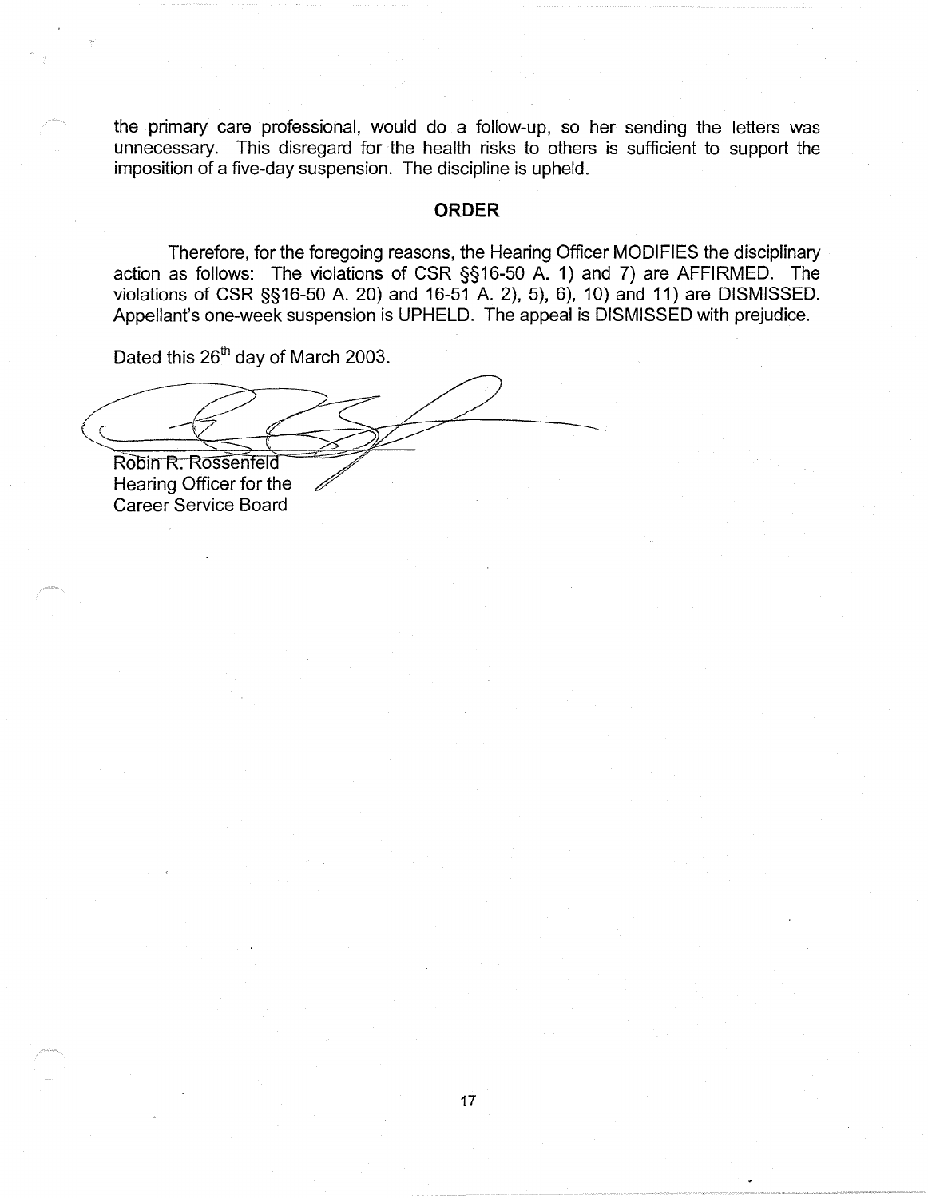the primary care professional, would do a follow-up, so her sending the letters was unnecessary. This disregard for the health risks to others is sufficient to support the imposition of a five-day suspension. The discipline is upheld.

## ORDER

Therefore, for the foregoing reasons, the Hearing Officer MODIFIES the disciplinary action as follows: The violations of CSR §§16-50 A. 1) and 7) are AFFIRMED. The violations of CSR §§16-50 A. 20) and 16-51 A. 2), 5), 6), 10) and 11) are DISMISSED. Appellant's one-week suspension is UPHELD. The appeal is DISMISSED with prejudice.

Dated this 26th day of March 2003.

Robin R. Rossenfeld
Hearing Officer for the
Career Service Board